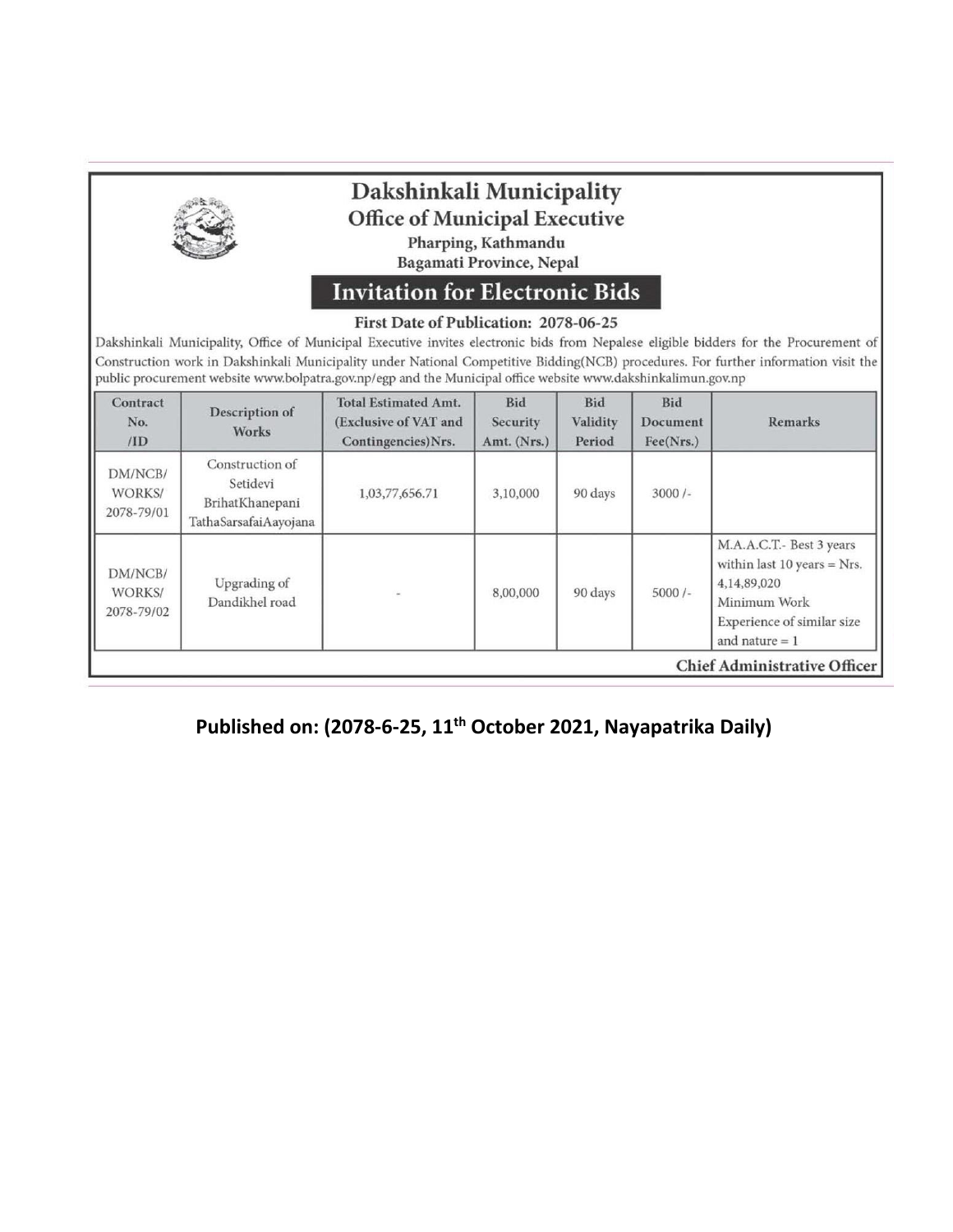# Dakshinkali Municipality

## Office of Municipal Executive

**Pharping, Kathmandu**
**Bagamati Province, Nepal**

## Invitation for Electronic Bids

**First Date of Publication: 2078-06-25**

Dakshinkali Municipality, Office of Municipal Executive invites electronic bids from Nepalese eligible bidders for the Procurement of Construction work in Dakshinkali Municipality under National Competitive Bidding(NCB) procedures. For further information visit the public procurement website www.bolpatra.gov.np/egp and the Municipal office website www.dakshinkalimun.gov.np

| Contract No. /ID | Description of Works | Total Estimated Amt. (Exclusive of VAT and Contingencies)Nrs. | Bid Security Amt. (Nrs.) | Bid Validity Period | Bid Document Fee(Nrs.) | Remarks |
|---|---|---|---|---|---|---|
| DM/NCB/ WORKS/ 2078-79/01 | Construction of Setidevi BrihatKhanepani TathaSarsafaiAayojana | 1,03,77,656.71 | 3,10,000 | 90 days | 3000 /- | |
| DM/NCB/ WORKS/ 2078-79/02 | Upgrading of Dandikhel road | - | 8,00,000 | 90 days | 5000 /- | M.A.A.C.T.- Best 3 years within last 10 years = Nrs. 4,14,89,020 Minimum Work Experience of similar size and nature = 1 |

**Chief Administrative Officer**

**Published on: (2078-6-25, 11th October 2021, Nayapatrika Daily)**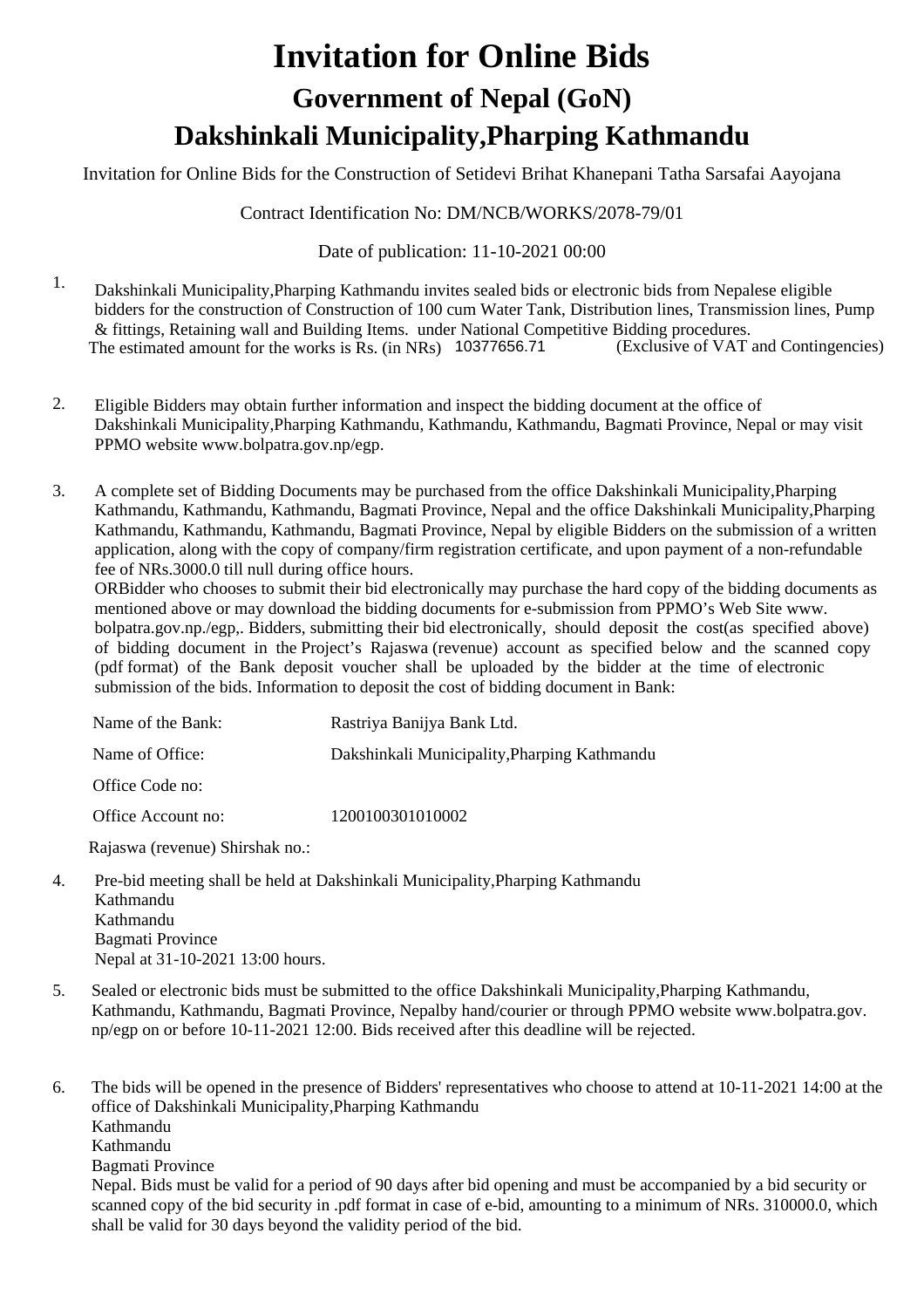# Invitation for Online Bids

## Government of Nepal (GoN)

## Dakshinkali Municipality,Pharping Kathmandu

Invitation for Online Bids for the Construction of Setidevi Brihat Khanepani Tatha Sarsafai Aayojana

Contract Identification No: DM/NCB/WORKS/2078-79/01

Date of publication: 11-10-2021 00:00

1. Dakshinkali Municipality,Pharping Kathmandu invites sealed bids or electronic bids from Nepalese eligible bidders for the construction of Construction of 100 cum Water Tank, Distribution lines, Transmission lines, Pump & fittings, Retaining wall and Building Items. under National Competitive Bidding procedures. The estimated amount for the works is Rs. (in NRs) 10377656.71 (Exclusive of VAT and Contingencies)

2. Eligible Bidders may obtain further information and inspect the bidding document at the office of Dakshinkali Municipality,Pharping Kathmandu, Kathmandu, Kathmandu, Bagmati Province, Nepal or may visit PPMO website www.bolpatra.gov.np/egp.

3. A complete set of Bidding Documents may be purchased from the office Dakshinkali Municipality,Pharping Kathmandu, Kathmandu, Kathmandu, Bagmati Province, Nepal and the office Dakshinkali Municipality,Pharping Kathmandu, Kathmandu, Kathmandu, Bagmati Province, Nepal by eligible Bidders on the submission of a written application, along with the copy of company/firm registration certificate, and upon payment of a non-refundable fee of NRs.3000.0 till null during office hours.
   ORBidder who chooses to submit their bid electronically may purchase the hard copy of the bidding documents as mentioned above or may download the bidding documents for e-submission from PPMO's Web Site www. bolpatra.gov.np./egp,. Bidders, submitting their bid electronically, should deposit the cost(as specified above) of bidding document in the Project's Rajaswa (revenue) account as specified below and the scanned copy (pdf format) of the Bank deposit voucher shall be uploaded by the bidder at the time of electronic submission of the bids. Information to deposit the cost of bidding document in Bank:

| | |
|---|---|
| Name of the Bank: | Rastriya Banijya Bank Ltd. |
| Name of Office: | Dakshinkali Municipality,Pharping Kathmandu |
| Office Code no: | |
| Office Account no: | 1200100301010002 |
| Rajaswa (revenue) Shirshak no.: | |

4. Pre-bid meeting shall be held at Dakshinkali Municipality,Pharping Kathmandu
   Kathmandu
   Kathmandu
   Bagmati Province
   Nepal at 31-10-2021 13:00 hours.

5. Sealed or electronic bids must be submitted to the office Dakshinkali Municipality,Pharping Kathmandu, Kathmandu, Kathmandu, Bagmati Province, Nepalby hand/courier or through PPMO website www.bolpatra.gov. np/egp on or before 10-11-2021 12:00. Bids received after this deadline will be rejected.

6. The bids will be opened in the presence of Bidders' representatives who choose to attend at 10-11-2021 14:00 at the office of Dakshinkali Municipality,Pharping Kathmandu
   Kathmandu
   Kathmandu
   Bagmati Province
   Nepal. Bids must be valid for a period of 90 days after bid opening and must be accompanied by a bid security or scanned copy of the bid security in .pdf format in case of e-bid, amounting to a minimum of NRs. 310000.0, which shall be valid for 30 days beyond the validity period of the bid.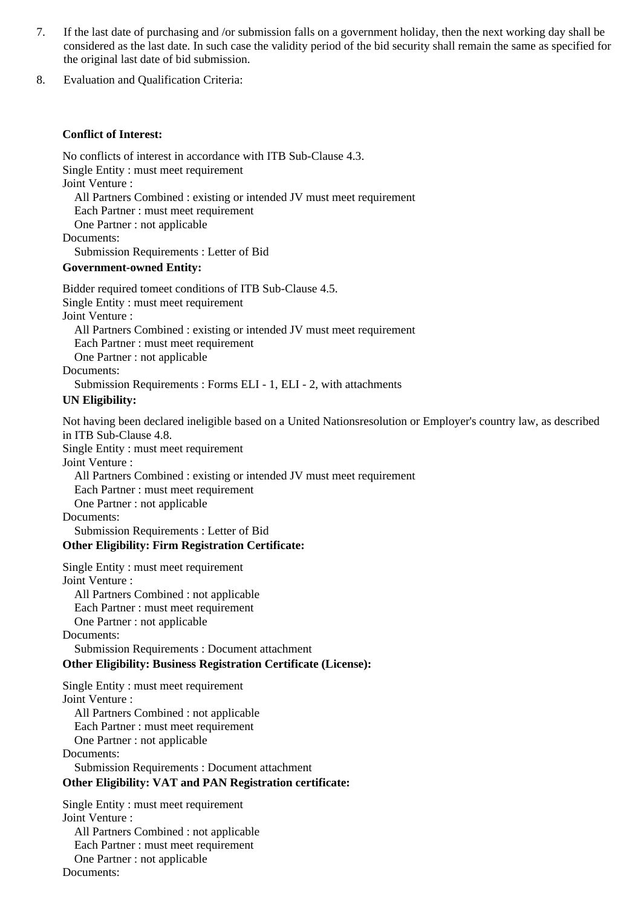7. If the last date of purchasing and /or submission falls on a government holiday, then the next working day shall be considered as the last date. In such case the validity period of the bid security shall remain the same as specified for the original last date of bid submission.

8. Evaluation and Qualification Criteria:

**Conflict of Interest:**

No conflicts of interest in accordance with ITB Sub-Clause 4.3.
Single Entity : must meet requirement
Joint Venture :
  All Partners Combined : existing or intended JV must meet requirement
  Each Partner : must meet requirement
  One Partner : not applicable
Documents:
  Submission Requirements : Letter of Bid

**Government-owned Entity:**

Bidder required tomeet conditions of ITB Sub-Clause 4.5.
Single Entity : must meet requirement
Joint Venture :
  All Partners Combined : existing or intended JV must meet requirement
  Each Partner : must meet requirement
  One Partner : not applicable
Documents:
  Submission Requirements : Forms ELI - 1, ELI - 2, with attachments

**UN Eligibility:**

Not having been declared ineligible based on a United Nationsresolution or Employer's country law, as described in ITB Sub-Clause 4.8.
Single Entity : must meet requirement
Joint Venture :
  All Partners Combined : existing or intended JV must meet requirement
  Each Partner : must meet requirement
  One Partner : not applicable
Documents:
  Submission Requirements : Letter of Bid

**Other Eligibility: Firm Registration Certificate:**

Single Entity : must meet requirement
Joint Venture :
  All Partners Combined : not applicable
  Each Partner : must meet requirement
  One Partner : not applicable
Documents:
  Submission Requirements : Document attachment

**Other Eligibility: Business Registration Certificate (License):**

Single Entity : must meet requirement
Joint Venture :
  All Partners Combined : not applicable
  Each Partner : must meet requirement
  One Partner : not applicable
Documents:
  Submission Requirements : Document attachment

**Other Eligibility: VAT and PAN Registration certificate:**

Single Entity : must meet requirement
Joint Venture :
  All Partners Combined : not applicable
  Each Partner : must meet requirement
  One Partner : not applicable
Documents: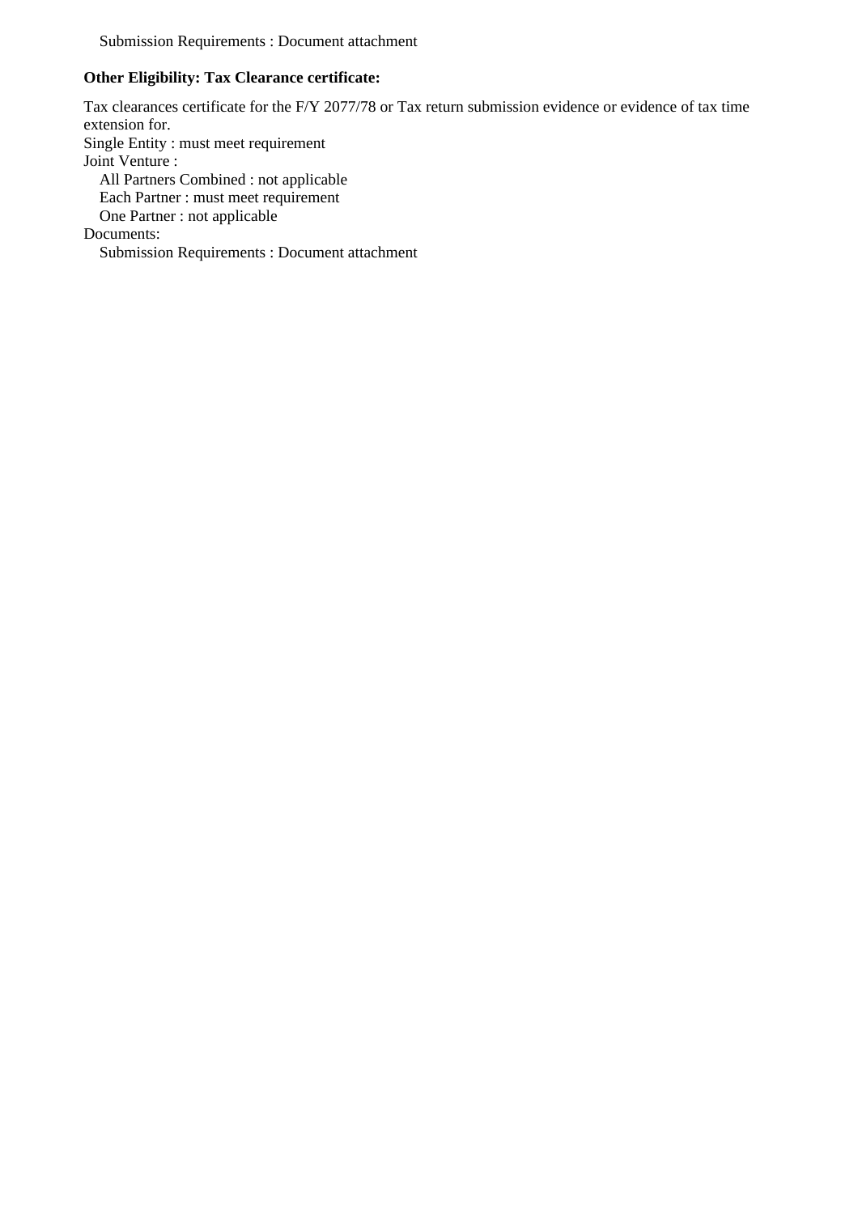Submission Requirements : Document attachment

**Other Eligibility: Tax Clearance certificate:**

Tax clearances certificate for the F/Y 2077/78 or Tax return submission evidence or evidence of tax time extension for.

Single Entity : must meet requirement

Joint Venture :

- All Partners Combined : not applicable
- Each Partner : must meet requirement
- One Partner : not applicable

Documents:

- Submission Requirements : Document attachment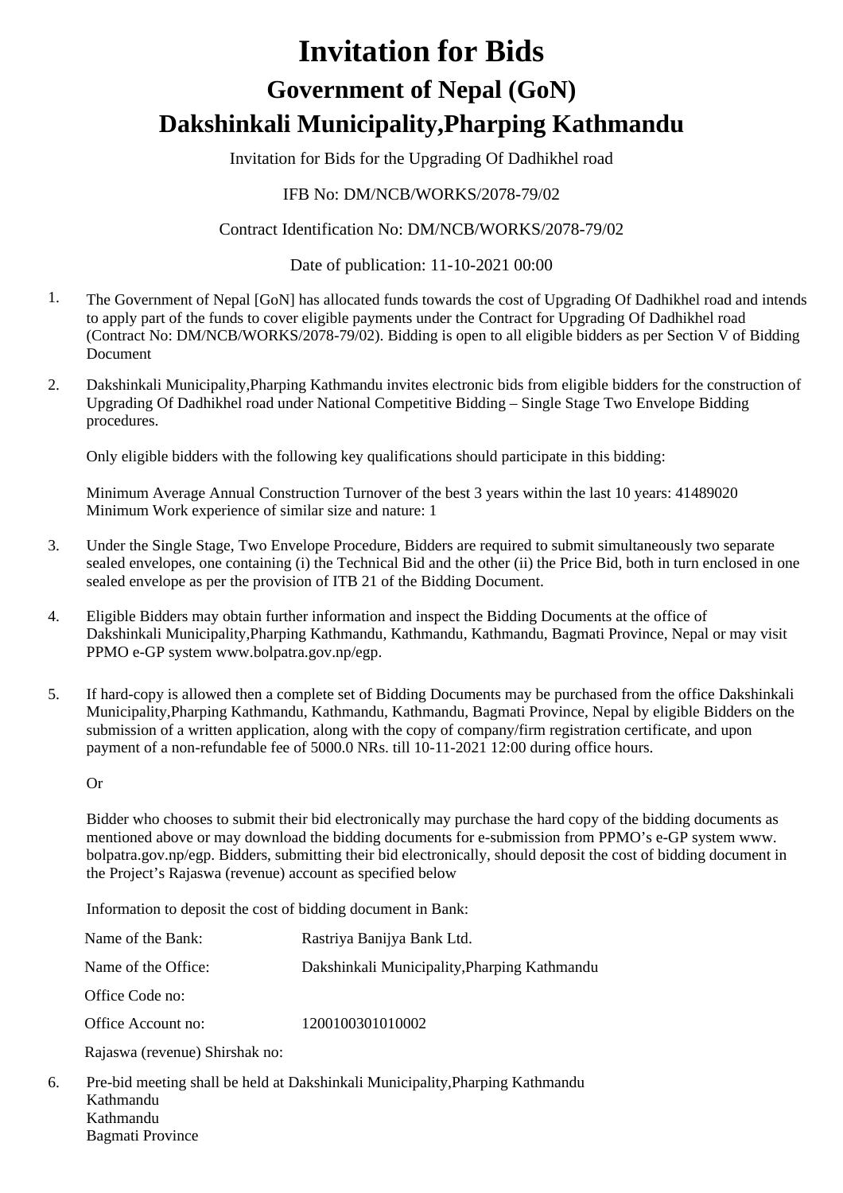# Invitation for Bids

## Government of Nepal (GoN)

## Dakshinkali Municipality,Pharping Kathmandu

Invitation for Bids for the Upgrading Of Dadhikhel road

IFB No: DM/NCB/WORKS/2078-79/02

Contract Identification No: DM/NCB/WORKS/2078-79/02

Date of publication: 11-10-2021 00:00

1. The Government of Nepal [GoN] has allocated funds towards the cost of Upgrading Of Dadhikhel road and intends to apply part of the funds to cover eligible payments under the Contract for Upgrading Of Dadhikhel road (Contract No: DM/NCB/WORKS/2078-79/02). Bidding is open to all eligible bidders as per Section V of Bidding Document

2. Dakshinkali Municipality,Pharping Kathmandu invites electronic bids from eligible bidders for the construction of Upgrading Of Dadhikhel road under National Competitive Bidding – Single Stage Two Envelope Bidding procedures.

   Only eligible bidders with the following key qualifications should participate in this bidding:

   Minimum Average Annual Construction Turnover of the best 3 years within the last 10 years: 41489020
   Minimum Work experience of similar size and nature: 1

3. Under the Single Stage, Two Envelope Procedure, Bidders are required to submit simultaneously two separate sealed envelopes, one containing (i) the Technical Bid and the other (ii) the Price Bid, both in turn enclosed in one sealed envelope as per the provision of ITB 21 of the Bidding Document.

4. Eligible Bidders may obtain further information and inspect the Bidding Documents at the office of Dakshinkali Municipality,Pharping Kathmandu, Kathmandu, Kathmandu, Bagmati Province, Nepal or may visit PPMO e-GP system www.bolpatra.gov.np/egp.

5. If hard-copy is allowed then a complete set of Bidding Documents may be purchased from the office Dakshinkali Municipality,Pharping Kathmandu, Kathmandu, Kathmandu, Bagmati Province, Nepal by eligible Bidders on the submission of a written application, along with the copy of company/firm registration certificate, and upon payment of a non-refundable fee of 5000.0 NRs. till 10-11-2021 12:00 during office hours.

   Or

   Bidder who chooses to submit their bid electronically may purchase the hard copy of the bidding documents as mentioned above or may download the bidding documents for e-submission from PPMO's e-GP system www. bolpatra.gov.np/egp. Bidders, submitting their bid electronically, should deposit the cost of bidding document in the Project's Rajaswa (revenue) account as specified below

   Information to deposit the cost of bidding document in Bank:

   | | |
   |---|---|
   | Name of the Bank: | Rastriya Banijya Bank Ltd. |
   | Name of the Office: | Dakshinkali Municipality,Pharping Kathmandu |
   | Office Code no: | |
   | Office Account no: | 1200100301010002 |
   | Rajaswa (revenue) Shirshak no: | |

6. Pre-bid meeting shall be held at Dakshinkali Municipality,Pharping Kathmandu
   Kathmandu
   Kathmandu
   Bagmati Province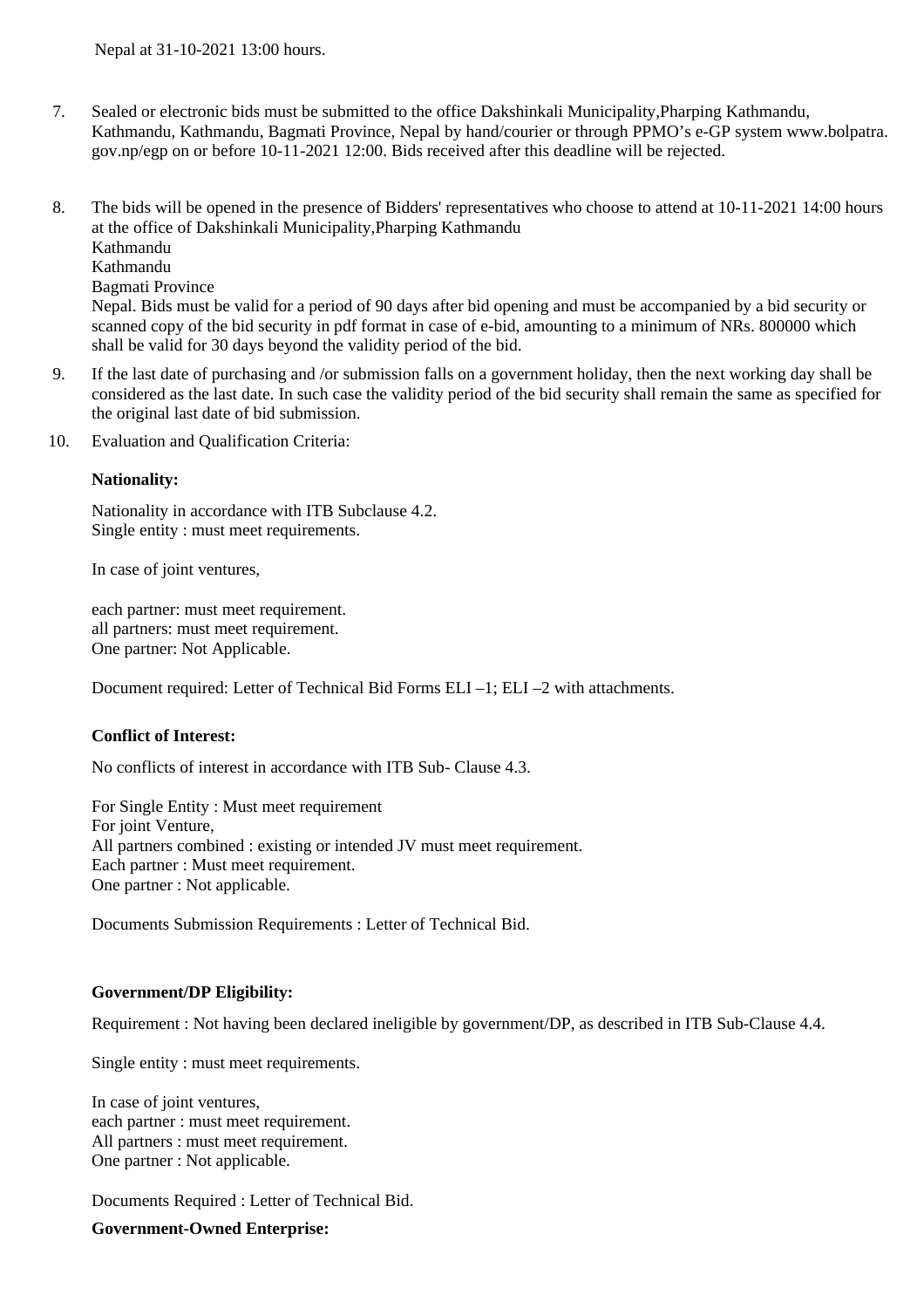Nepal at 31-10-2021 13:00 hours.

7. Sealed or electronic bids must be submitted to the office Dakshinkali Municipality,Pharping Kathmandu, Kathmandu, Kathmandu, Bagmati Province, Nepal by hand/courier or through PPMO's e-GP system www.bolpatra.gov.np/egp on or before 10-11-2021 12:00. Bids received after this deadline will be rejected.

8. The bids will be opened in the presence of Bidders' representatives who choose to attend at 10-11-2021 14:00 hours at the office of Dakshinkali Municipality,Pharping Kathmandu
Kathmandu
Kathmandu
Bagmati Province
Nepal. Bids must be valid for a period of 90 days after bid opening and must be accompanied by a bid security or scanned copy of the bid security in pdf format in case of e-bid, amounting to a minimum of NRs. 800000 which shall be valid for 30 days beyond the validity period of the bid.

9. If the last date of purchasing and /or submission falls on a government holiday, then the next working day shall be considered as the last date. In such case the validity period of the bid security shall remain the same as specified for the original last date of bid submission.

10. Evaluation and Qualification Criteria:

**Nationality:**

Nationality in accordance with ITB Subclause 4.2.
Single entity : must meet requirements.

In case of joint ventures,

each partner: must meet requirement.
all partners: must meet requirement.
One partner: Not Applicable.

Document required: Letter of Technical Bid Forms ELI –1; ELI –2 with attachments.

**Conflict of Interest:**

No conflicts of interest in accordance with ITB Sub- Clause 4.3.

For Single Entity : Must meet requirement
For joint Venture,
All partners combined : existing or intended JV must meet requirement.
Each partner : Must meet requirement.
One partner : Not applicable.

Documents Submission Requirements : Letter of Technical Bid.

**Government/DP Eligibility:**

Requirement : Not having been declared ineligible by government/DP, as described in ITB Sub-Clause 4.4.

Single entity : must meet requirements.

In case of joint ventures,
each partner : must meet requirement.
All partners : must meet requirement.
One partner : Not applicable.

Documents Required : Letter of Technical Bid.

**Government-Owned Enterprise:**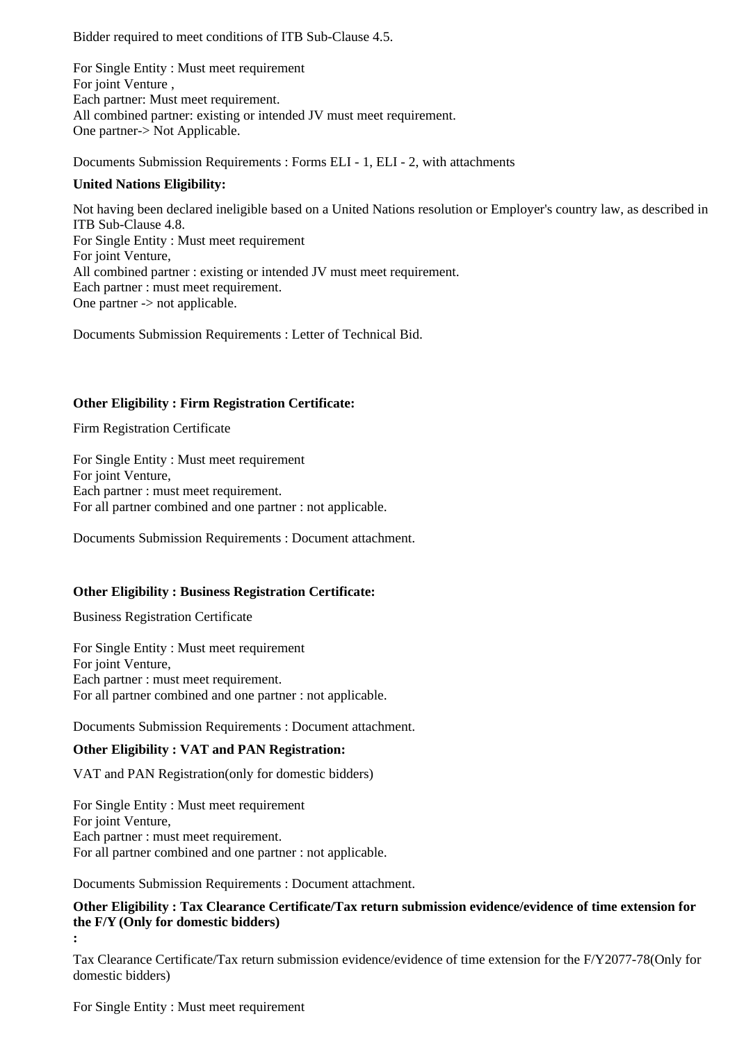Bidder required to meet conditions of ITB Sub-Clause 4.5.

For Single Entity : Must meet requirement
For joint Venture ,
Each partner: Must meet requirement.
All combined partner: existing or intended JV must meet requirement.
One partner-> Not Applicable.

Documents Submission Requirements : Forms ELI - 1, ELI - 2, with attachments

**United Nations Eligibility:**

Not having been declared ineligible based on a United Nations resolution or Employer's country law, as described in ITB Sub-Clause 4.8.
For Single Entity : Must meet requirement
For joint Venture,
All combined partner : existing or intended JV must meet requirement.
Each partner : must meet requirement.
One partner -> not applicable.

Documents Submission Requirements : Letter of Technical Bid.

**Other Eligibility : Firm Registration Certificate:**

Firm Registration Certificate

For Single Entity : Must meet requirement
For joint Venture,
Each partner : must meet requirement.
For all partner combined and one partner : not applicable.

Documents Submission Requirements : Document attachment.

**Other Eligibility : Business Registration Certificate:**

Business Registration Certificate

For Single Entity : Must meet requirement
For joint Venture,
Each partner : must meet requirement.
For all partner combined and one partner : not applicable.

Documents Submission Requirements : Document attachment.

**Other Eligibility : VAT and PAN Registration:**

VAT and PAN Registration(only for domestic bidders)

For Single Entity : Must meet requirement
For joint Venture,
Each partner : must meet requirement.
For all partner combined and one partner : not applicable.

Documents Submission Requirements : Document attachment.

**Other Eligibility : Tax Clearance Certificate/Tax return submission evidence/evidence of time extension for the F/Y (Only for domestic bidders)**
**:**

Tax Clearance Certificate/Tax return submission evidence/evidence of time extension for the F/Y2077-78(Only for domestic bidders)

For Single Entity : Must meet requirement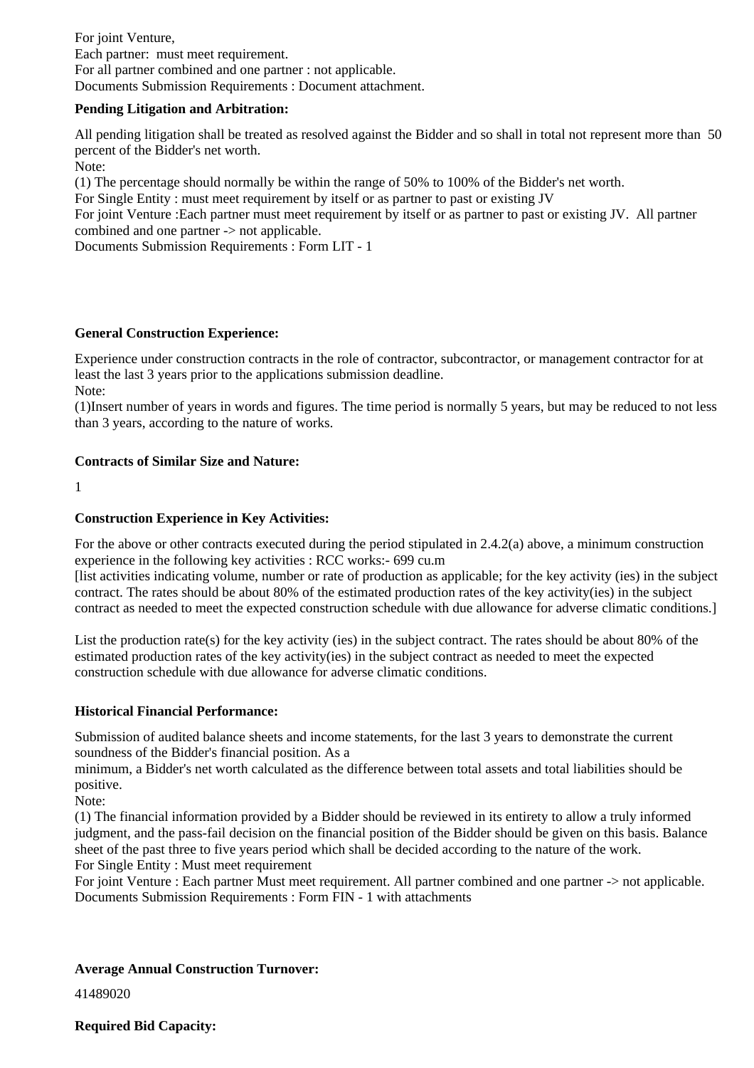For joint Venture,
Each partner: must meet requirement.
For all partner combined and one partner : not applicable.
Documents Submission Requirements : Document attachment.

**Pending Litigation and Arbitration:**

All pending litigation shall be treated as resolved against the Bidder and so shall in total not represent more than 50 percent of the Bidder's net worth.
Note:
(1) The percentage should normally be within the range of 50% to 100% of the Bidder's net worth.
For Single Entity : must meet requirement by itself or as partner to past or existing JV
For joint Venture :Each partner must meet requirement by itself or as partner to past or existing JV. All partner combined and one partner -> not applicable.
Documents Submission Requirements : Form LIT - 1

**General Construction Experience:**

Experience under construction contracts in the role of contractor, subcontractor, or management contractor for at least the last 3 years prior to the applications submission deadline.
Note:
(1)Insert number of years in words and figures. The time period is normally 5 years, but may be reduced to not less than 3 years, according to the nature of works.

**Contracts of Similar Size and Nature:**

1

**Construction Experience in Key Activities:**

For the above or other contracts executed during the period stipulated in 2.4.2(a) above, a minimum construction experience in the following key activities : RCC works:- 699 cu.m
[list activities indicating volume, number or rate of production as applicable; for the key activity (ies) in the subject contract. The rates should be about 80% of the estimated production rates of the key activity(ies) in the subject contract as needed to meet the expected construction schedule with due allowance for adverse climatic conditions.]

List the production rate(s) for the key activity (ies) in the subject contract. The rates should be about 80% of the estimated production rates of the key activity(ies) in the subject contract as needed to meet the expected construction schedule with due allowance for adverse climatic conditions.

**Historical Financial Performance:**

Submission of audited balance sheets and income statements, for the last 3 years to demonstrate the current soundness of the Bidder's financial position. As a
minimum, a Bidder's net worth calculated as the difference between total assets and total liabilities should be positive.
Note:
(1) The financial information provided by a Bidder should be reviewed in its entirety to allow a truly informed judgment, and the pass-fail decision on the financial position of the Bidder should be given on this basis. Balance sheet of the past three to five years period which shall be decided according to the nature of the work.
For Single Entity : Must meet requirement
For joint Venture : Each partner Must meet requirement. All partner combined and one partner -> not applicable.
Documents Submission Requirements : Form FIN - 1 with attachments

**Average Annual Construction Turnover:**

41489020

**Required Bid Capacity:**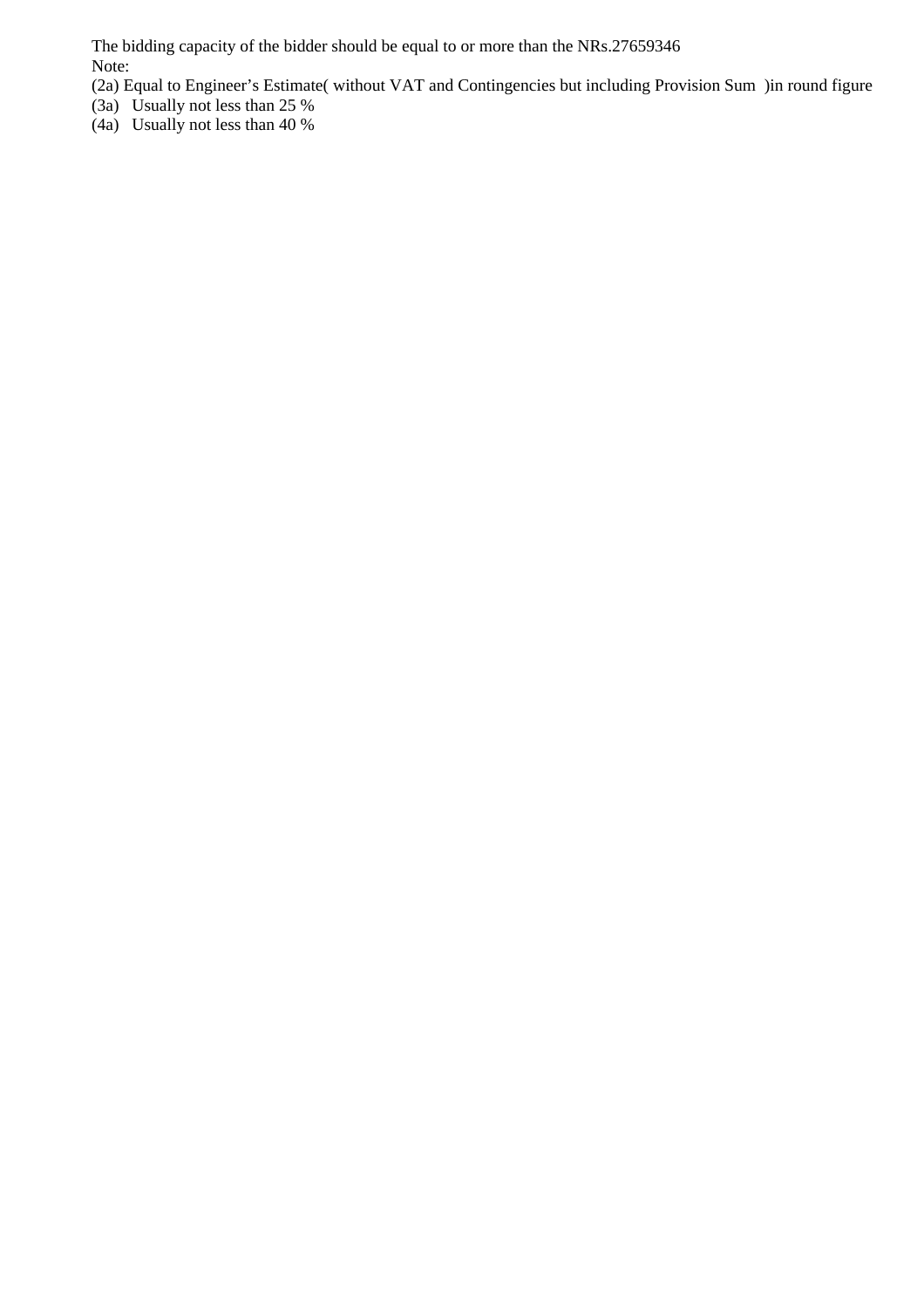The bidding capacity of the bidder should be equal to or more than the NRs.27659346

Note:

(2a) Equal to Engineer's Estimate( without VAT and Contingencies but including Provision Sum )in round figure

(3a) Usually not less than 25 %

(4a) Usually not less than 40 %